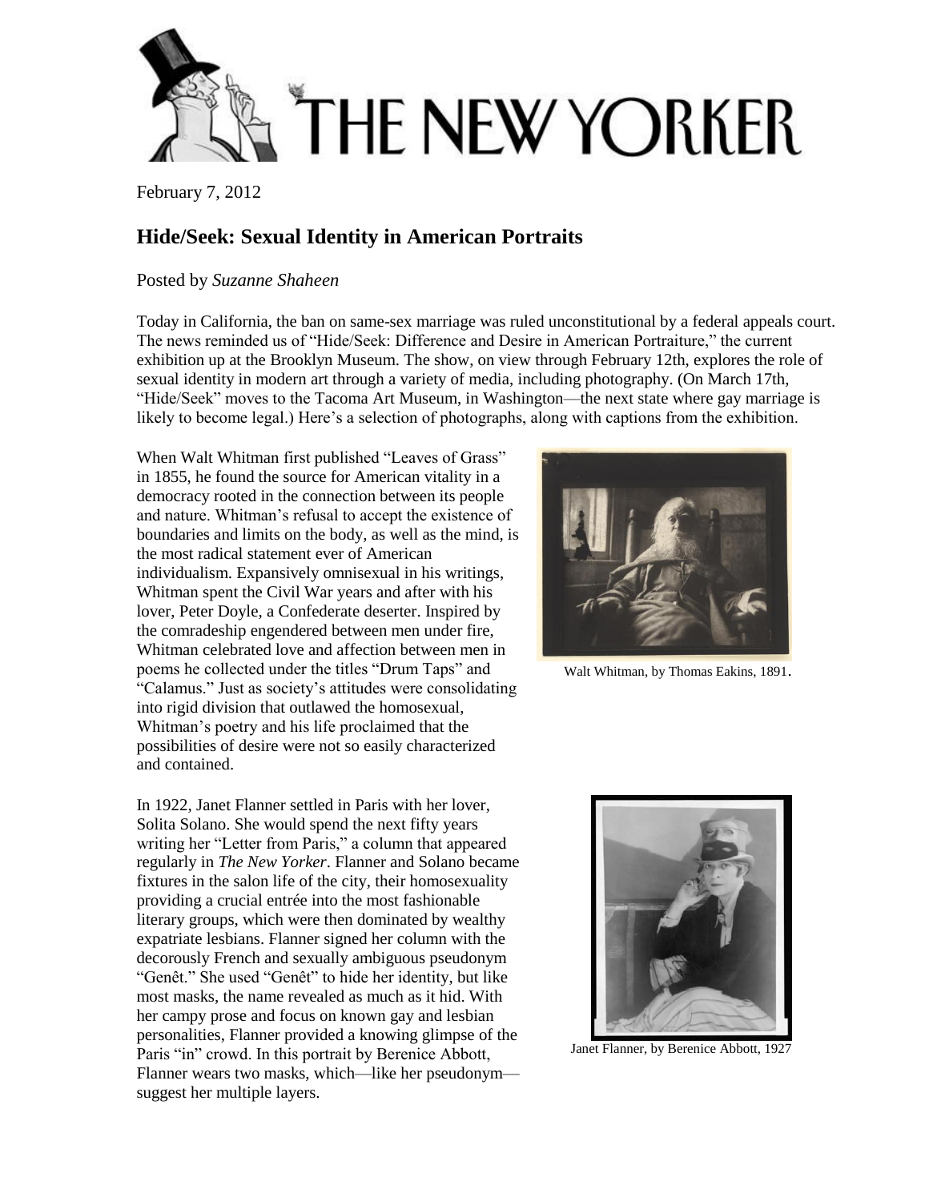THE NEW YORKER

February 7, 2012

## Hide/Seek: Sexual Identity in American Portraits

Posted by *Suzanne Shaheen*

Today in California, the ban on same-sex marriage was ruled unconstitutional by a federal appeals court. The news reminded us of "Hide/Seek: Difference and Desire in American Portraiture," the current exhibition up at the Brooklyn Museum. The show, on view through February 12th, explores the role of sexual identity in modern art through a variety of media, including photography. (On March 17th, "Hide/Seek" moves to the Tacoma Art Museum, in Washington—the next state where gay marriage is likely to become legal.) Here's a selection of photographs, along with captions from the exhibition.

When Walt Whitman first published "Leaves of Grass" in 1855, he found the source for American vitality in a democracy rooted in the connection between its people and nature. Whitman's refusal to accept the existence of boundaries and limits on the body, as well as the mind, is the most radical statement ever of American individualism. Expansively omnisexual in his writings, Whitman spent the Civil War years and after with his lover, Peter Doyle, a Confederate deserter. Inspired by the comradeship engendered between men under fire, Whitman celebrated love and affection between men in poems he collected under the titles "Drum Taps" and "Calamus." Just as society's attitudes were consolidating into rigid division that outlawed the homosexual, Whitman's poetry and his life proclaimed that the possibilities of desire were not so easily characterized and contained.

Walt Whitman, by Thomas Eakins, 1891.

In 1922, Janet Flanner settled in Paris with her lover, Solita Solano. She would spend the next fifty years writing her "Letter from Paris," a column that appeared regularly in *The New Yorker*. Flanner and Solano became fixtures in the salon life of the city, their homosexuality providing a crucial entrée into the most fashionable literary groups, which were then dominated by wealthy expatriate lesbians. Flanner signed her column with the decorously French and sexually ambiguous pseudonym "Genêt." She used "Genêt" to hide her identity, but like most masks, the name revealed as much as it hid. With her campy prose and focus on known gay and lesbian personalities, Flanner provided a knowing glimpse of the Paris "in" crowd. In this portrait by Berenice Abbott, Flanner wears two masks, which—like her pseudonym—suggest her multiple layers.

Janet Flanner, by Berenice Abbott, 1927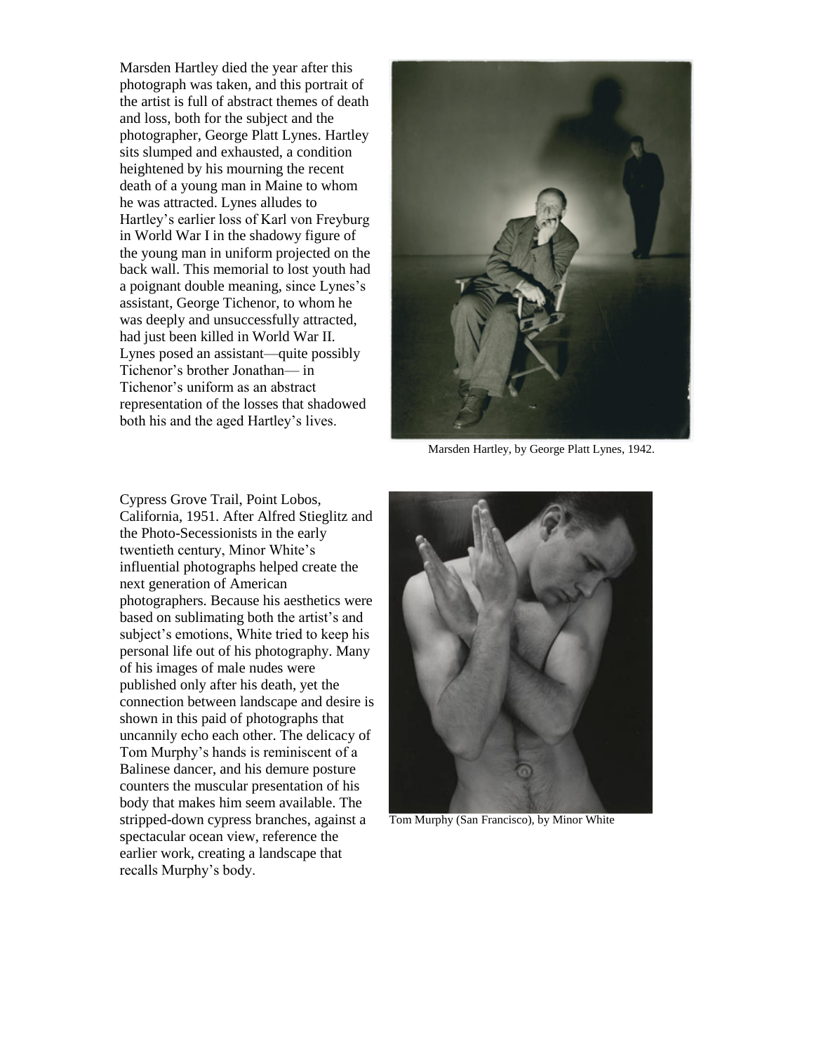Marsden Hartley died the year after this photograph was taken, and this portrait of the artist is full of abstract themes of death and loss, both for the subject and the photographer, George Platt Lynes. Hartley sits slumped and exhausted, a condition heightened by his mourning the recent death of a young man in Maine to whom he was attracted. Lynes alludes to Hartley's earlier loss of Karl von Freyburg in World War I in the shadowy figure of the young man in uniform projected on the back wall. This memorial to lost youth had a poignant double meaning, since Lynes's assistant, George Tichenor, to whom he was deeply and unsuccessfully attracted, had just been killed in World War II. Lynes posed an assistant—quite possibly Tichenor's brother Jonathan— in Tichenor's uniform as an abstract representation of the losses that shadowed both his and the aged Hartley's lives.

Marsden Hartley, by George Platt Lynes, 1942.

Cypress Grove Trail, Point Lobos, California, 1951. After Alfred Stieglitz and the Photo-Secessionists in the early twentieth century, Minor White's influential photographs helped create the next generation of American photographers. Because his aesthetics were based on sublimating both the artist's and subject's emotions, White tried to keep his personal life out of his photography. Many of his images of male nudes were published only after his death, yet the connection between landscape and desire is shown in this paid of photographs that uncannily echo each other. The delicacy of Tom Murphy's hands is reminiscent of a Balinese dancer, and his demure posture counters the muscular presentation of his body that makes him seem available. The stripped-down cypress branches, against a spectacular ocean view, reference the earlier work, creating a landscape that recalls Murphy's body.

Tom Murphy (San Francisco), by Minor White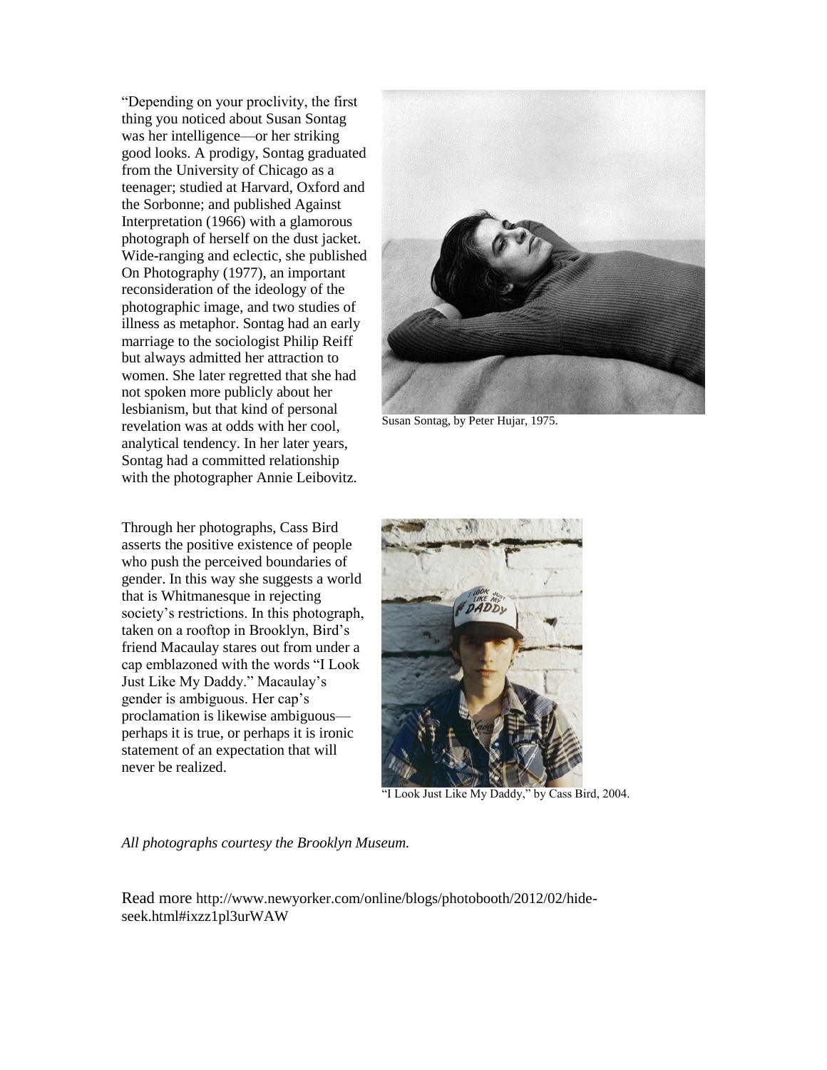"Depending on your proclivity, the first thing you noticed about Susan Sontag was her intelligence—or her striking good looks. A prodigy, Sontag graduated from the University of Chicago as a teenager; studied at Harvard, Oxford and the Sorbonne; and published Against Interpretation (1966) with a glamorous photograph of herself on the dust jacket. Wide-ranging and eclectic, she published On Photography (1977), an important reconsideration of the ideology of the photographic image, and two studies of illness as metaphor. Sontag had an early marriage to the sociologist Philip Reiff but always admitted her attraction to women. She later regretted that she had not spoken more publicly about her lesbianism, but that kind of personal revelation was at odds with her cool, analytical tendency. In her later years, Sontag had a committed relationship with the photographer Annie Leibovitz.

Susan Sontag, by Peter Hujar, 1975.

Through her photographs, Cass Bird asserts the positive existence of people who push the perceived boundaries of gender. In this way she suggests a world that is Whitmanesque in rejecting society's restrictions. In this photograph, taken on a rooftop in Brooklyn, Bird's friend Macaulay stares out from under a cap emblazoned with the words "I Look Just Like My Daddy." Macaulay's gender is ambiguous. Her cap's proclamation is likewise ambiguous—perhaps it is true, or perhaps it is ironic statement of an expectation that will never be realized.

"I Look Just Like My Daddy," by Cass Bird, 2004.

*All photographs courtesy the Brooklyn Museum.*

Read more http://www.newyorker.com/online/blogs/photobooth/2012/02/hide-seek.html#ixzz1pl3urWAW